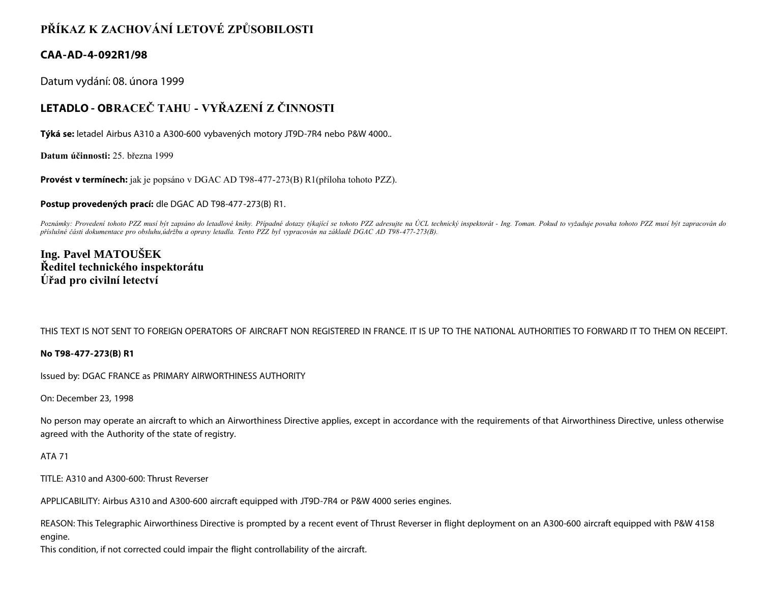# PŘÍKAZ K ZACHOVÁNÍ LETOVÉ ZPŮSOBILOSTI

## CAA-AD-4-092R1/98

Datum vydání: 08. února 1999

## LETADLO - OBRACEČ TAHU - VYŘAZENÍ Z ČINNOSTI

**Týká se:** letadel Airbus A310 a A300-600 vybavených motory JT9D-7R4 nebo P&W 4000..

**Datum účinnosti:** 25. března 1999

**Provést v termínech:** jak je popsáno v DGAC AD T98-477-273(B) R1(příloha tohoto PZZ).

**Postup provedených prací:** dle DGAC AD T98-477-273(B) R1.

*Poznámky: Provedení tohoto PZZ musí být zapsáno do letadlové knihy. Případné dotazy týkající se tohoto PZZ adresujte na ÚCL technický inspektorát - Ing. Toman. Pokud to vyžaduje povaha tohoto PZZ musí být zapracován do příslušné části dokumentace pro obsluhu,údržbu a opravy letadla. Tento PZZ byl vypracován na základě DGAC AD T98-477-273(B).*

**Ing. Pavel MATOUŠEK**
**Ředitel technického inspektorátu**
**Úřad pro civilní letectví**

THIS TEXT IS NOT SENT TO FOREIGN OPERATORS OF AIRCRAFT NON REGISTERED IN FRANCE. IT IS UP TO THE NATIONAL AUTHORITIES TO FORWARD IT TO THEM ON RECEIPT.

**No T98-477-273(B) R1**

Issued by: DGAC FRANCE as PRIMARY AIRWORTHINESS AUTHORITY

On: December 23, 1998

No person may operate an aircraft to which an Airworthiness Directive applies, except in accordance with the requirements of that Airworthiness Directive, unless otherwise agreed with the Authority of the state of registry.

ATA 71

TITLE: A310 and A300-600: Thrust Reverser

APPLICABILITY: Airbus A310 and A300-600 aircraft equipped with JT9D-7R4 or P&W 4000 series engines.

REASON: This Telegraphic Airworthiness Directive is prompted by a recent event of Thrust Reverser in flight deployment on an A300-600 aircraft equipped with P&W 4158 engine.
This condition, if not corrected could impair the flight controllability of the aircraft.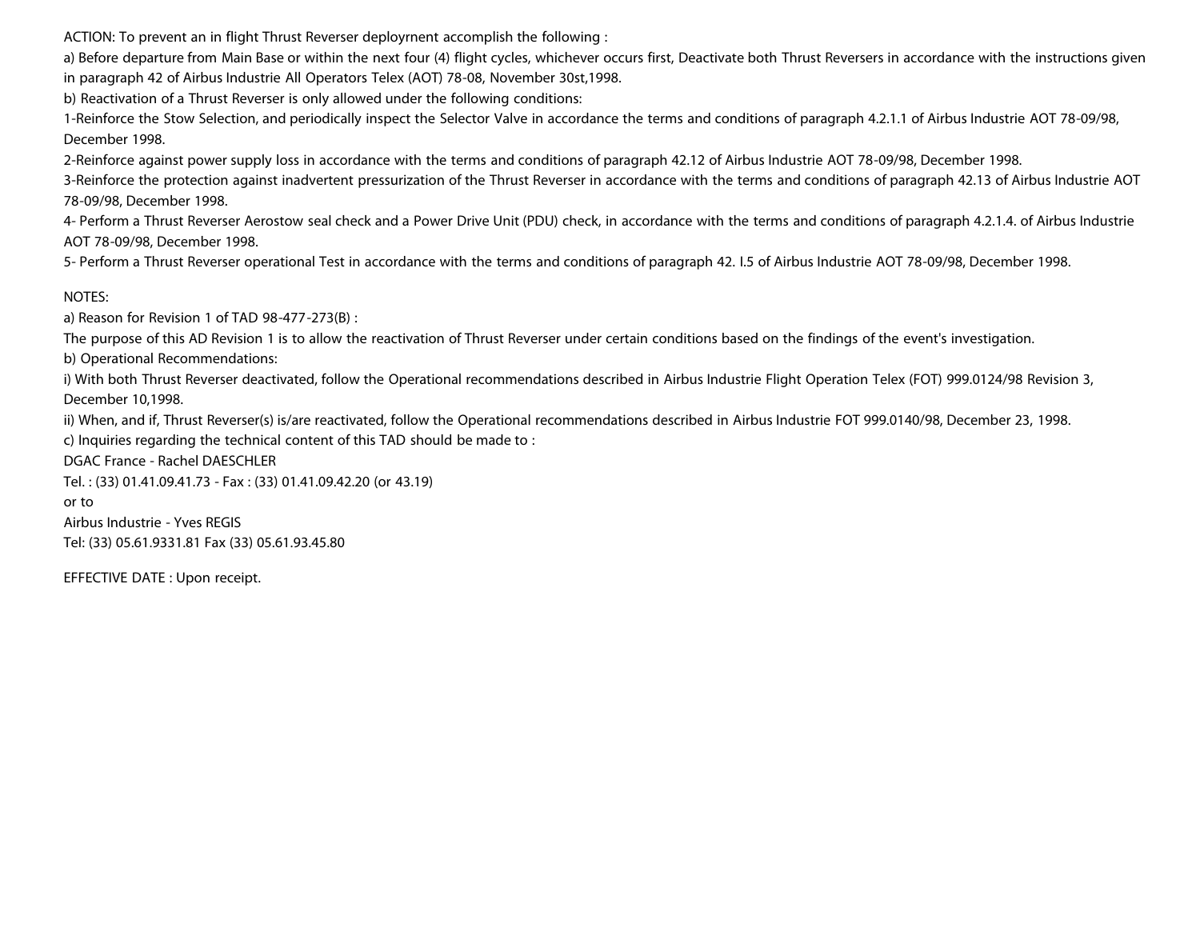ACTION: To prevent an in flight Thrust Reverser deployrnent accomplish the following :

a) Before departure from Main Base or within the next four (4) flight cycles, whichever occurs first, Deactivate both Thrust Reversers in accordance with the instructions given in paragraph 42 of Airbus Industrie All Operators Telex (AOT) 78-08, November 30st,1998.

b) Reactivation of a Thrust Reverser is only allowed under the following conditions:

1-Reinforce the Stow Selection, and periodically inspect the Selector Valve in accordance the terms and conditions of paragraph 4.2.1.1 of Airbus Industrie AOT 78-09/98, December 1998.

2-Reinforce against power supply loss in accordance with the terms and conditions of paragraph 42.12 of Airbus Industrie AOT 78-09/98, December 1998.

3-Reinforce the protection against inadvertent pressurization of the Thrust Reverser in accordance with the terms and conditions of paragraph 42.13 of Airbus Industrie AOT 78-09/98, December 1998.

4- Perform a Thrust Reverser Aerostow seal check and a Power Drive Unit (PDU) check, in accordance with the terms and conditions of paragraph 4.2.1.4. of Airbus Industrie AOT 78-09/98, December 1998.

5- Perform a Thrust Reverser operational Test in accordance with the terms and conditions of paragraph 42. I.5 of Airbus Industrie AOT 78-09/98, December 1998.

NOTES:

a) Reason for Revision 1 of TAD 98-477-273(B) :

The purpose of this AD Revision 1 is to allow the reactivation of Thrust Reverser under certain conditions based on the findings of the event's investigation.

b) Operational Recommendations:

i) With both Thrust Reverser deactivated, follow the Operational recommendations described in Airbus Industrie Flight Operation Telex (FOT) 999.0124/98 Revision 3, December 10,1998.

ii) When, and if, Thrust Reverser(s) is/are reactivated, follow the Operational recommendations described in Airbus Industrie FOT 999.0140/98, December 23, 1998.

c) Inquiries regarding the technical content of this TAD should be made to :

DGAC France - Rachel DAESCHLER

Tel. : (33) 01.41.09.41.73 - Fax : (33) 01.41.09.42.20 (or 43.19)

or to

Airbus Industrie - Yves REGIS

Tel: (33) 05.61.9331.81 Fax (33) 05.61.93.45.80

EFFECTIVE DATE : Upon receipt.